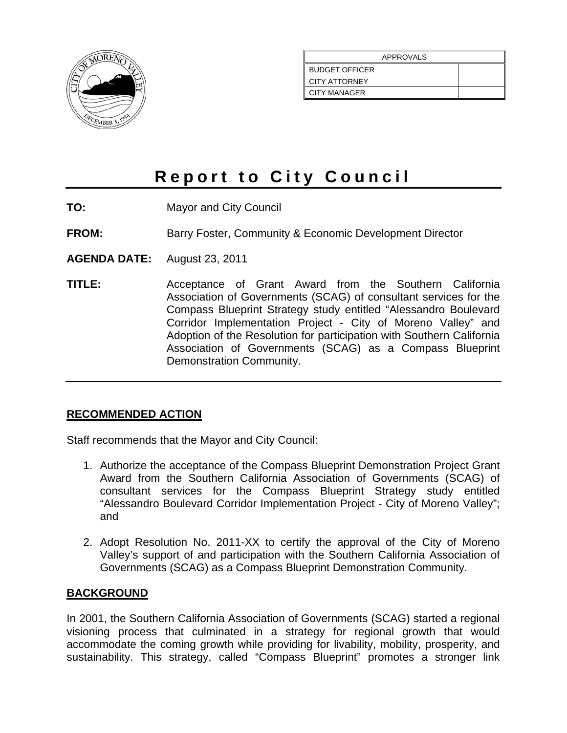| APPROVALS | |
| --- | --- |
| BUDGET OFFICER | |
| CITY ATTORNEY | |
| CITY MANAGER | |

# Report to City Council

**TO:** Mayor and City Council

**FROM:** Barry Foster, Community & Economic Development Director

**AGENDA DATE:** August 23, 2011

**TITLE:** Acceptance of Grant Award from the Southern California Association of Governments (SCAG) of consultant services for the Compass Blueprint Strategy study entitled "Alessandro Boulevard Corridor Implementation Project - City of Moreno Valley" and Adoption of the Resolution for participation with Southern California Association of Governments (SCAG) as a Compass Blueprint Demonstration Community.

---

## RECOMMENDED ACTION

Staff recommends that the Mayor and City Council:

1. Authorize the acceptance of the Compass Blueprint Demonstration Project Grant Award from the Southern California Association of Governments (SCAG) of consultant services for the Compass Blueprint Strategy study entitled "Alessandro Boulevard Corridor Implementation Project - City of Moreno Valley"; and

2. Adopt Resolution No. 2011-XX to certify the approval of the City of Moreno Valley's support of and participation with the Southern California Association of Governments (SCAG) as a Compass Blueprint Demonstration Community.

## BACKGROUND

In 2001, the Southern California Association of Governments (SCAG) started a regional visioning process that culminated in a strategy for regional growth that would accommodate the coming growth while providing for livability, mobility, prosperity, and sustainability. This strategy, called "Compass Blueprint" promotes a stronger link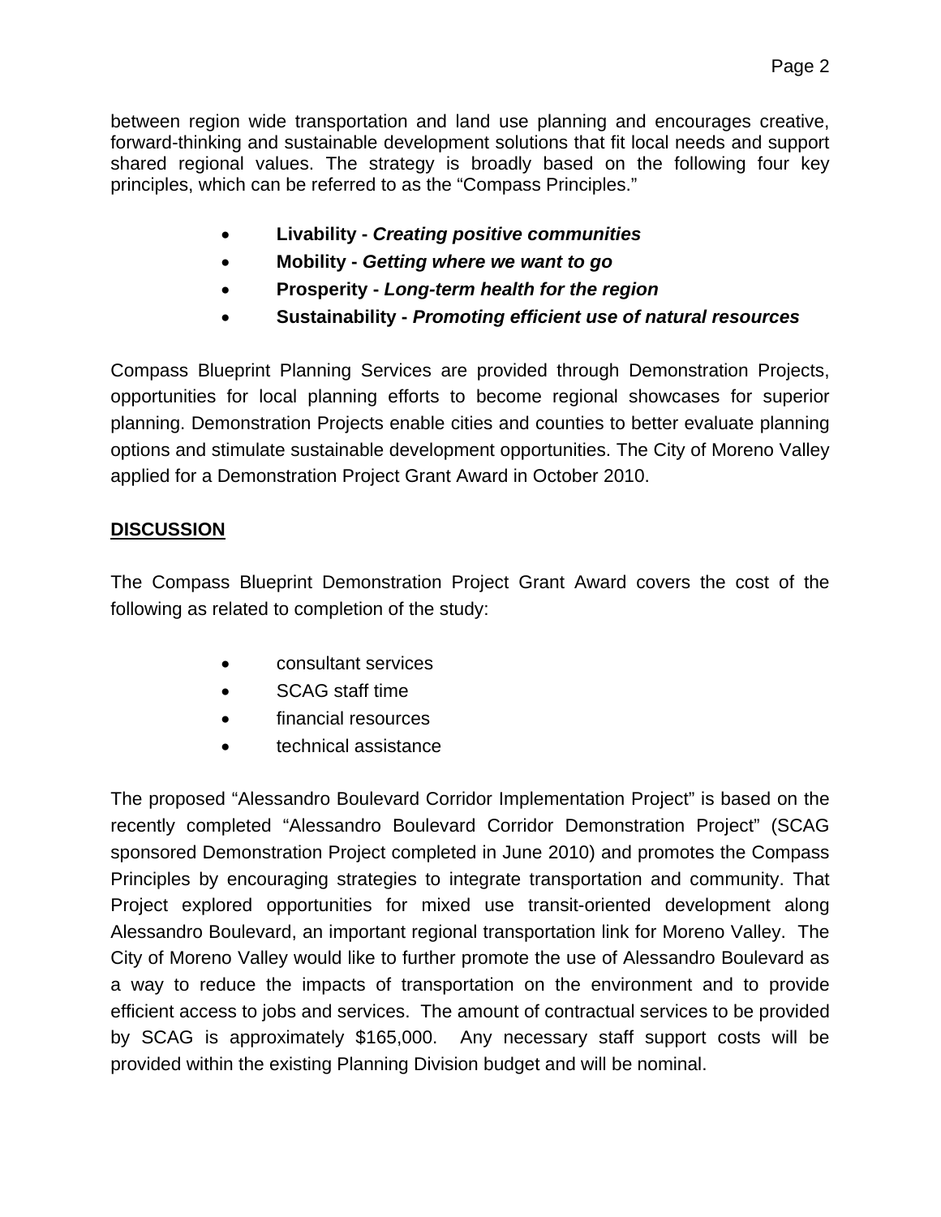between region wide transportation and land use planning and encourages creative, forward-thinking and sustainable development solutions that fit local needs and support shared regional values. The strategy is broadly based on the following four key principles, which can be referred to as the "Compass Principles."

- **Livability -** ***Creating positive communities***
- **Mobility -** ***Getting where we want to go***
- **Prosperity -** ***Long-term health for the region***
- **Sustainability -** ***Promoting efficient use of natural resources***

Compass Blueprint Planning Services are provided through Demonstration Projects, opportunities for local planning efforts to become regional showcases for superior planning. Demonstration Projects enable cities and counties to better evaluate planning options and stimulate sustainable development opportunities. The City of Moreno Valley applied for a Demonstration Project Grant Award in October 2010.

## DISCUSSION

The Compass Blueprint Demonstration Project Grant Award covers the cost of the following as related to completion of the study:

- consultant services
- SCAG staff time
- financial resources
- technical assistance

The proposed "Alessandro Boulevard Corridor Implementation Project" is based on the recently completed "Alessandro Boulevard Corridor Demonstration Project" (SCAG sponsored Demonstration Project completed in June 2010) and promotes the Compass Principles by encouraging strategies to integrate transportation and community. That Project explored opportunities for mixed use transit-oriented development along Alessandro Boulevard, an important regional transportation link for Moreno Valley. The City of Moreno Valley would like to further promote the use of Alessandro Boulevard as a way to reduce the impacts of transportation on the environment and to provide efficient access to jobs and services. The amount of contractual services to be provided by SCAG is approximately $165,000. Any necessary staff support costs will be provided within the existing Planning Division budget and will be nominal.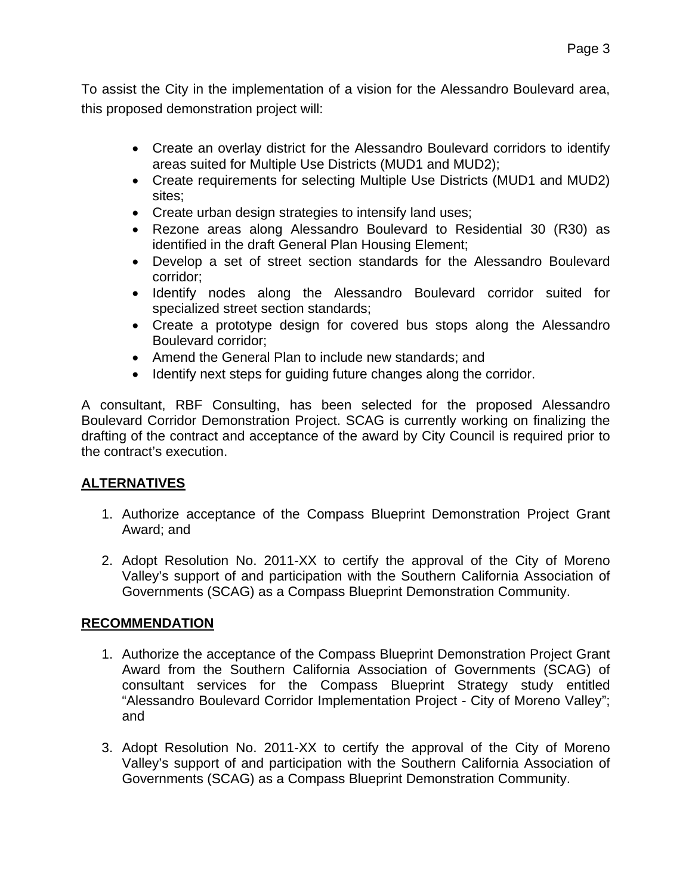To assist the City in the implementation of a vision for the Alessandro Boulevard area, this proposed demonstration project will:

- Create an overlay district for the Alessandro Boulevard corridors to identify areas suited for Multiple Use Districts (MUD1 and MUD2);
- Create requirements for selecting Multiple Use Districts (MUD1 and MUD2) sites;
- Create urban design strategies to intensify land uses;
- Rezone areas along Alessandro Boulevard to Residential 30 (R30) as identified in the draft General Plan Housing Element;
- Develop a set of street section standards for the Alessandro Boulevard corridor;
- Identify nodes along the Alessandro Boulevard corridor suited for specialized street section standards;
- Create a prototype design for covered bus stops along the Alessandro Boulevard corridor;
- Amend the General Plan to include new standards; and
- Identify next steps for guiding future changes along the corridor.

A consultant, RBF Consulting, has been selected for the proposed Alessandro Boulevard Corridor Demonstration Project. SCAG is currently working on finalizing the drafting of the contract and acceptance of the award by City Council is required prior to the contract's execution.

## ALTERNATIVES

1. Authorize acceptance of the Compass Blueprint Demonstration Project Grant Award; and

2. Adopt Resolution No. 2011-XX to certify the approval of the City of Moreno Valley's support of and participation with the Southern California Association of Governments (SCAG) as a Compass Blueprint Demonstration Community.

## RECOMMENDATION

1. Authorize the acceptance of the Compass Blueprint Demonstration Project Grant Award from the Southern California Association of Governments (SCAG) of consultant services for the Compass Blueprint Strategy study entitled "Alessandro Boulevard Corridor Implementation Project - City of Moreno Valley"; and

3. Adopt Resolution No. 2011-XX to certify the approval of the City of Moreno Valley's support of and participation with the Southern California Association of Governments (SCAG) as a Compass Blueprint Demonstration Community.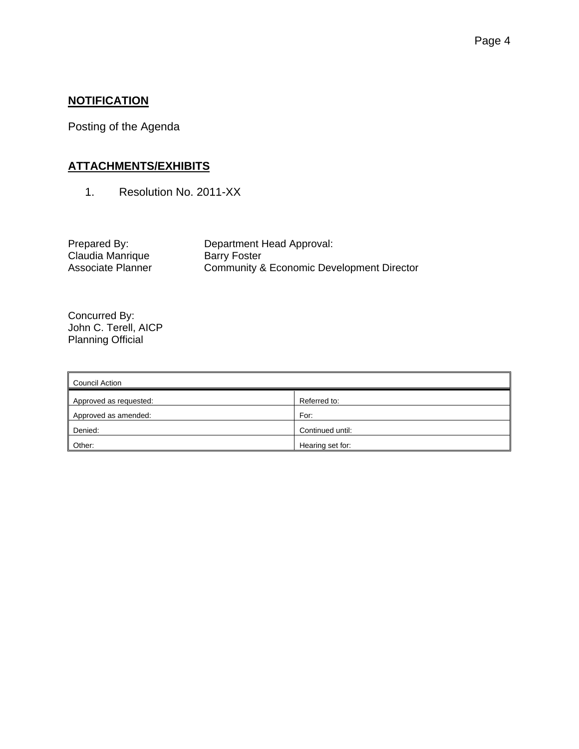## NOTIFICATION

Posting of the Agenda

## ATTACHMENTS/EXHIBITS

1. Resolution No. 2011-XX

| | |
|---|---|
| Prepared By:<br>Claudia Manrique<br>Associate Planner | Department Head Approval:<br>Barry Foster<br>Community & Economic Development Director |

Concurred By:
John C. Terell, AICP
Planning Official

| Council Action | |
|---|---|
| Approved as requested: | Referred to: |
| Approved as amended: | For: |
| Denied: | Continued until: |
| Other: | Hearing set for: |